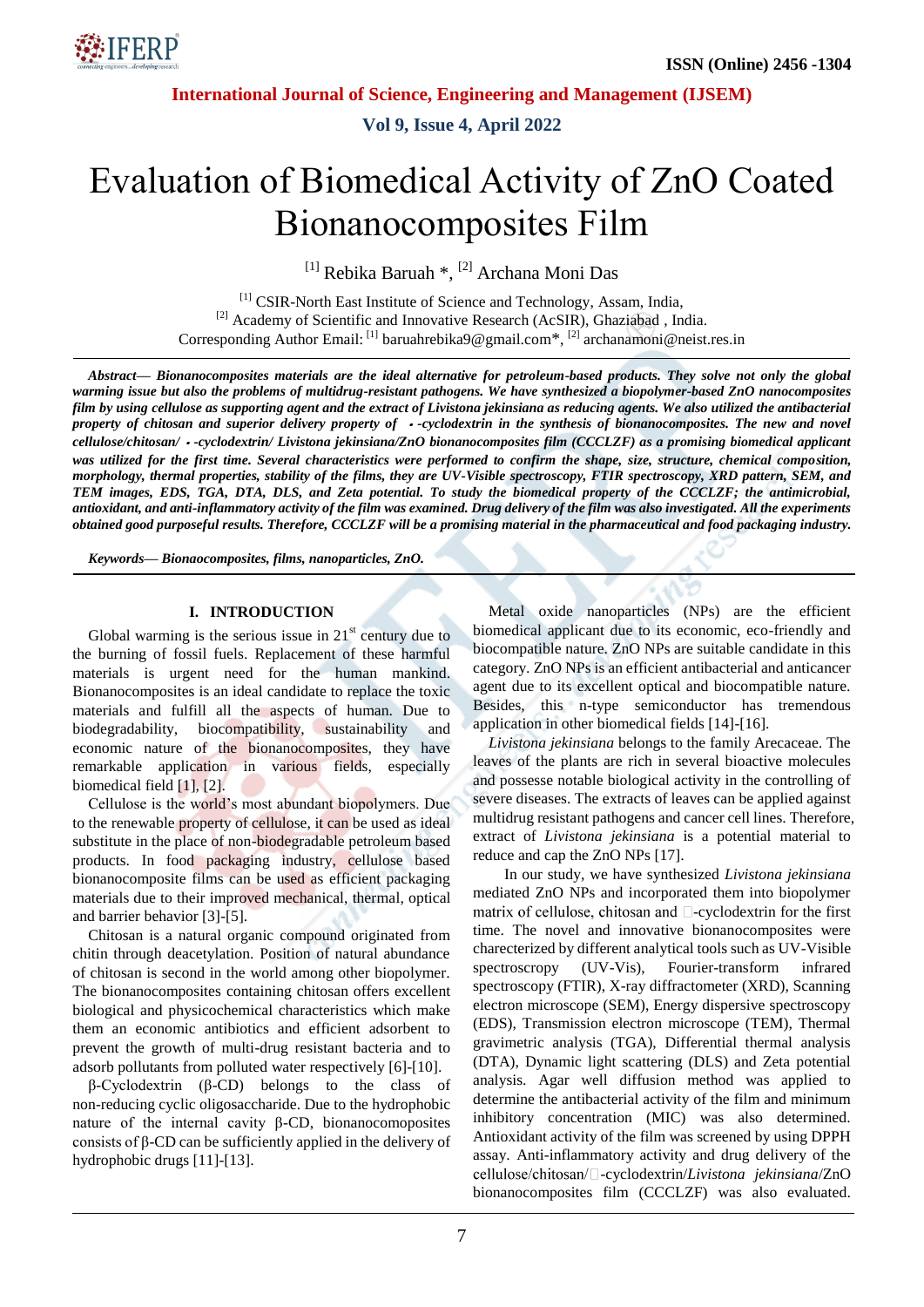# Evaluation of Biomedical Activity of ZnO Coated Bionanocomposites Film

[1] Rebika Baruah *, [2] Archana Moni Das

[1] CSIR-North East Institute of Science and Technology, Assam, India,
[2] Academy of Scientific and Innovative Research (AcSIR), Ghaziabad , India.
Corresponding Author Email: [1] baruahrebika9@gmail.com*, [2] archanamoni@neist.res.in

***Abstract***— ***Bionanocomposites materials are the ideal alternative for petroleum-based products. They solve not only the global warming issue but also the problems of multidrug-resistant pathogens. We have synthesized a biopolymer-based ZnO nanocomposites film by using cellulose as supporting agent and the extract of Livistona jekinsiana as reducing agents. We also utilized the antibacterial property of chitosan and superior delivery property of*** ***-cyclodextrin in the synthesis of bionanocomposites. The new and novel cellulose/chitosan/*** ***-cyclodextrin/ Livistona jekinsiana/ZnO bionanocomposites film (CCCLZF) as a promising biomedical applicant was utilized for the first time. Several characteristics were performed to confirm the shape, size, structure, chemical composition, morphology, thermal properties, stability of the films, they are UV-Visible spectroscopy, FTIR spectroscopy, XRD pattern, SEM, and TEM images, EDS, TGA, DTA, DLS, and Zeta potential. To study the biomedical property of the CCCLZF; the antimicrobial, antioxidant, and anti-inflammatory activity of the film was examined. Drug delivery of the film was also investigated. All the experiments obtained good purposeful results. Therefore, CCCLZF will be a promising material in the pharmaceutical and food packaging industry.***

***Keywords***— ***Bionaocomposites, films, nanoparticles, ZnO.***

## I. INTRODUCTION

Global warming is the serious issue in 21[st] century due to the burning of fossil fuels. Replacement of these harmful materials is urgent need for the human mankind. Bionanocomposites is an ideal candidate to replace the toxic materials and fulfill all the aspects of human. Due to biodegradability, biocompatibility, sustainability and economic nature of the bionanocomposites, they have remarkable application in various fields, especially biomedical field [1], [2].

Cellulose is the world's most abundant biopolymers. Due to the renewable property of cellulose, it can be used as ideal substitute in the place of non-biodegradable petroleum based products. In food packaging industry, cellulose based bionanocomposite films can be used as efficient packaging materials due to their improved mechanical, thermal, optical and barrier behavior [3]-[5].

Chitosan is a natural organic compound originated from chitin through deacetylation. Position of natural abundance of chitosan is second in the world among other biopolymer. The bionanocomposites containing chitosan offers excellent biological and physicochemical characteristics which make them an economic antibiotics and efficient adsorbent to prevent the growth of multi-drug resistant bacteria and to adsorb pollutants from polluted water respectively [6]-[10].

β-Cyclodextrin (β-CD) belongs to the class of non-reducing cyclic oligosaccharide. Due to the hydrophobic nature of the internal cavity β-CD, bionanocomoposites consists of β-CD can be sufficiently applied in the delivery of hydrophobic drugs [11]-[13].

Metal oxide nanoparticles (NPs) are the efficient biomedical applicant due to its economic, eco-friendly and biocompatible nature. ZnO NPs are suitable candidate in this category. ZnO NPs is an efficient antibacterial and anticancer agent due to its excellent optical and biocompatible nature. Besides, this n-type semiconductor has tremendous application in other biomedical fields [14]-[16].

*Livistona jekinsiana* belongs to the family Arecaceae. The leaves of the plants are rich in several bioactive molecules and possesse notable biological activity in the controlling of severe diseases. The extracts of leaves can be applied against multidrug resistant pathogens and cancer cell lines. Therefore, extract of *Livistona jekinsiana* is a potential material to reduce and cap the ZnO NPs [17].

In our study, we have synthesized *Livistona jekinsiana* mediated ZnO NPs and incorporated them into biopolymer matrix of cellulose, chitosan and -cyclodextrin for the first time. The novel and innovative bionanocomposites were charecterized by different analytical tools such as UV-Visible spectroscropy (UV-Vis), Fourier-transform infrared spectroscopy (FTIR), X-ray diffractometer (XRD), Scanning electron microscope (SEM), Energy dispersive spectroscopy (EDS), Transmission electron microscope (TEM), Thermal gravimetric analysis (TGA), Differential thermal analysis (DTA), Dynamic light scattering (DLS) and Zeta potential analysis. Agar well diffusion method was applied to determine the antibacterial activity of the film and minimum inhibitory concentration (MIC) was also determined. Antioxidant activity of the film was screened by using DPPH assay. Anti-inflammatory activity and drug delivery of the cellulose/chitosan/-cyclodextrin/*Livistona jekinsiana*/ZnO bionanocomposites film (CCCLZF) was also evaluated.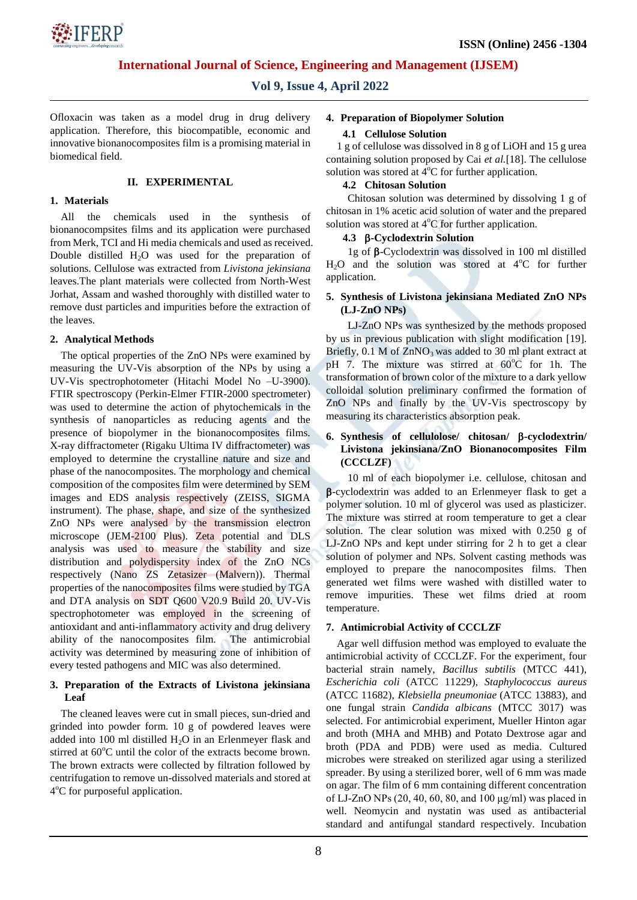Ofloxacin was taken as a model drug in drug delivery application. Therefore, this biocompatible, economic and innovative bionanocomposites film is a promising material in biomedical field.

## II. EXPERIMENTAL

### 1. Materials

All the chemicals used in the synthesis of bionanocompsites films and its application were purchased from Merk, TCI and Hi media chemicals and used as received. Double distilled $H_2O$ was used for the preparation of solutions. Cellulose was extracted from *Livistona jekinsiana* leaves.The plant materials were collected from North-West Jorhat, Assam and washed thoroughly with distilled water to remove dust particles and impurities before the extraction of the leaves.

### 2. Analytical Methods

The optical properties of the ZnO NPs were examined by measuring the UV-Vis absorption of the NPs by using a UV-Vis spectrophotometer (Hitachi Model No –U-3900). FTIR spectroscopy (Perkin-Elmer FTIR-2000 spectrometer) was used to determine the action of phytochemicals in the synthesis of nanoparticles as reducing agents and the presence of biopolymer in the bionanocomposites films. X-ray diffractometer (Rigaku Ultima IV diffractometer) was employed to determine the crystalline nature and size and phase of the nanocomposites. The morphology and chemical composition of the composites film were determined by SEM images and EDS analysis respectively (ZEISS, SIGMA instrument). The phase, shape, and size of the synthesized ZnO NPs were analysed by the transmission electron microscope (JEM-2100 Plus). Zeta potential and DLS analysis was used to measure the stability and size distribution and polydispersity index of the ZnO NCs respectively (Nano ZS Zetasizer (Malvern)). Thermal properties of the nanocomposites films were studied by TGA and DTA analysis on SDT Q600 V20.9 Build 20. UV-Vis spectrophotometer was employed in the screening of antioxidant and anti-inflammatory activity and drug delivery ability of the nanocomposites film. The antimicrobial activity was determined by measuring zone of inhibition of every tested pathogens and MIC was also determined.

### 3. Preparation of the Extracts of Livistona jekinsiana Leaf

The cleaned leaves were cut in small pieces, sun-dried and grinded into powder form. 10 g of powdered leaves were added into 100 ml distilled $H_2O$ in an Erlenmeyer flask and stirred at $60^oC$ until the color of the extracts become brown. The brown extracts were collected by filtration followed by centrifugation to remove un-dissolved materials and stored at $4^oC$ for purposeful application.

### 4. Preparation of Biopolymer Solution

#### 4.1 Cellulose Solution

1 g of cellulose was dissolved in 8 g of LiOH and 15 g urea containing solution proposed by Cai *et al.*[18]. The cellulose solution was stored at $4^oC$ for further application.

#### 4.2 Chitosan Solution

Chitosan solution was determined by dissolving 1 g of chitosan in 1% acetic acid solution of water and the prepared solution was stored at $4^oC$ for further application.

#### 4.3 β-Cyclodextrin Solution

1g of **β**-Cyclodextrin was dissolved in 100 ml distilled $H_2O$ and the solution was stored at $4^oC$ for further application.

### 5. Synthesis of Livistona jekinsiana Mediated ZnO NPs (LJ-ZnO NPs)

LJ-ZnO NPs was synthesized by the methods proposed by us in previous publication with slight modification [19]. Briefly, 0.1 M of $ZnNO_3$ was added to 30 ml plant extract at pH 7. The mixture was stirred at $60^oC$ for 1h. The transformation of brown color of the mixture to a dark yellow colloidal solution preliminary confirmed the formation of ZnO NPs and finally by the UV-Vis spectroscopy by measuring its characteristics absorption peak.

### 6. Synthesis of cellulolose/ chitosan/ β-cyclodextrin/ Livistona jekinsiana/ZnO Bionanocomposites Film (CCCLZF)

10 ml of each biopolymer i.e. cellulose, chitosan and **β**-cyclodextrin was added to an Erlenmeyer flask to get a polymer solution. 10 ml of glycerol was used as plasticizer. The mixture was stirred at room temperature to get a clear solution. The clear solution was mixed with 0.250 g of LJ-ZnO NPs and kept under stirring for 2 h to get a clear solution of polymer and NPs. Solvent casting methods was employed to prepare the nanocomposites films. Then generated wet films were washed with distilled water to remove impurities. These wet films dried at room temperature.

### 7. Antimicrobial Activity of CCCLZF

Agar well diffusion method was employed to evaluate the antimicrobial activity of CCCLZF. For the experiment, four bacterial strain namely, *Bacillus subtilis* (MTCC 441), *Escherichia coli* (ATCC 11229), *Staphylococcus aureus* (ATCC 11682), *Klebsiella pneumoniae* (ATCC 13883), and one fungal strain *Candida albicans* (MTCC 3017) was selected. For antimicrobial experiment, Mueller Hinton agar and broth (MHA and MHB) and Potato Dextrose agar and broth (PDA and PDB) were used as media. Cultured microbes were streaked on sterilized agar using a sterilized spreader. By using a sterilized borer, well of 6 mm was made on agar. The film of 6 mm containing different concentration of LJ-ZnO NPs (20, 40, 60, 80, and 100 µg/ml) was placed in well. Neomycin and nystatin was used as antibacterial standard and antifungal standard respectively. Incubation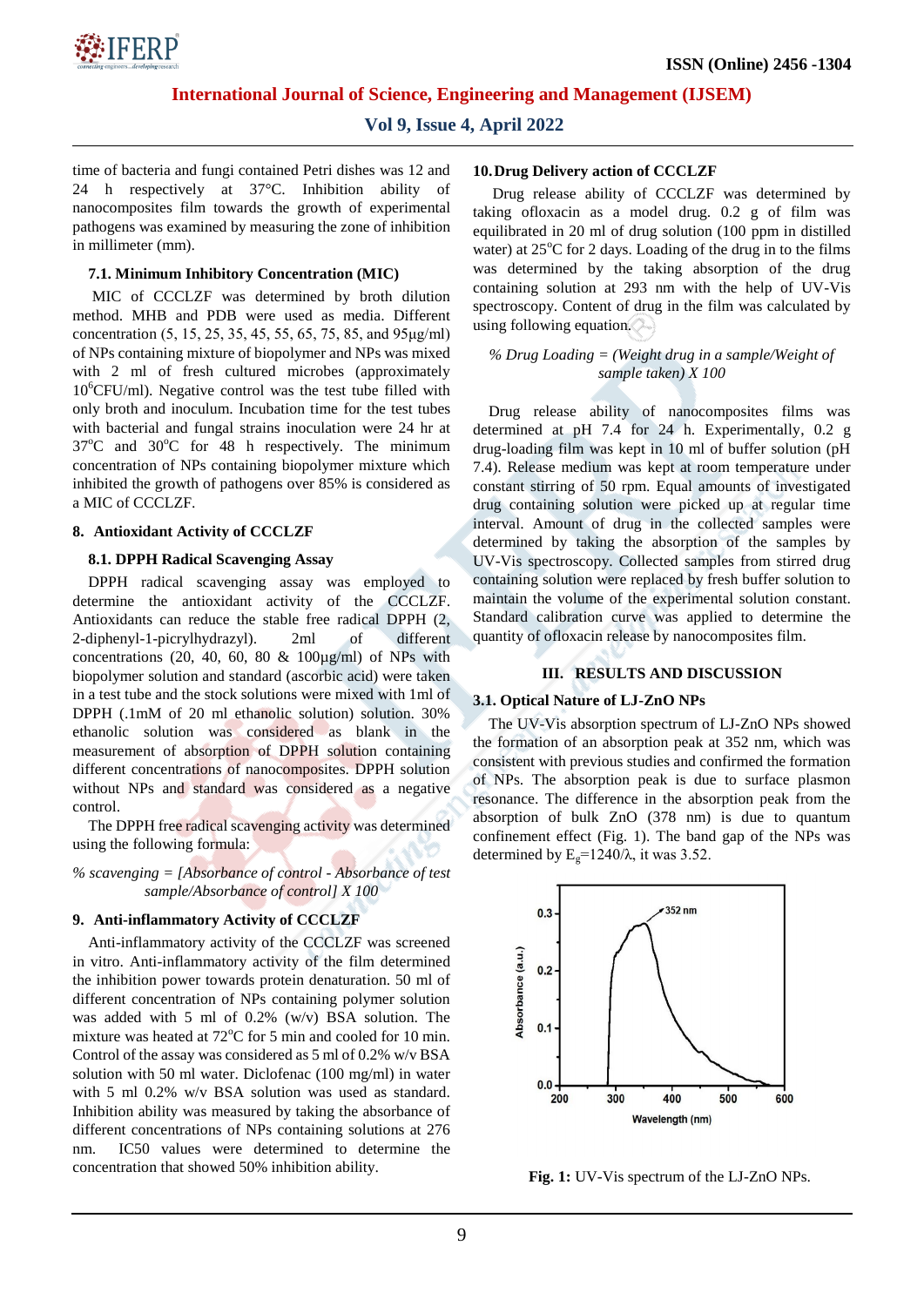time of bacteria and fungi contained Petri dishes was 12 and 24 h respectively at 37°C. Inhibition ability of nanocomposites film towards the growth of experimental pathogens was examined by measuring the zone of inhibition in millimeter (mm).

### 7.1. Minimum Inhibitory Concentration (MIC)

MIC of CCCLZF was determined by broth dilution method. MHB and PDB were used as media. Different concentration (5, 15, 25, 35, 45, 55, 65, 75, 85, and 95µg/ml) of NPs containing mixture of biopolymer and NPs was mixed with 2 ml of fresh cultured microbes (approximately $10^6$CFU/ml). Negative control was the test tube filled with only broth and inoculum. Incubation time for the test tubes with bacterial and fungal strains inoculation were 24 hr at 37°C and 30°C for 48 h respectively. The minimum concentration of NPs containing biopolymer mixture which inhibited the growth of pathogens over 85% is considered as a MIC of CCCLZF.

## 8. Antioxidant Activity of CCCLZF

### 8.1. DPPH Radical Scavenging Assay

DPPH radical scavenging assay was employed to determine the antioxidant activity of the CCCLZF. Antioxidants can reduce the stable free radical DPPH (2, 2-diphenyl-1-picrylhydrazyl). 2ml of different concentrations (20, 40, 60, 80 & 100µg/ml) of NPs with biopolymer solution and standard (ascorbic acid) were taken in a test tube and the stock solutions were mixed with 1ml of DPPH (.1mM of 20 ml ethanolic solution) solution. 30% ethanolic solution was considered as blank in the measurement of absorption of DPPH solution containing different concentrations of nanocomposites. DPPH solution without NPs and standard was considered as a negative control.

The DPPH free radical scavenging activity was determined using the following formula:

*% scavenging = [Absorbance of control - Absorbance of test sample/Absorbance of control] X 100*

## 9. Anti-inflammatory Activity of CCCLZF

Anti-inflammatory activity of the CCCLZF was screened in vitro. Anti-inflammatory activity of the film determined the inhibition power towards protein denaturation. 50 ml of different concentration of NPs containing polymer solution was added with 5 ml of 0.2% (w/v) BSA solution. The mixture was heated at 72°C for 5 min and cooled for 10 min. Control of the assay was considered as 5 ml of 0.2% w/v BSA solution with 50 ml water. Diclofenac (100 mg/ml) in water with 5 ml 0.2% w/v BSA solution was used as standard. Inhibition ability was measured by taking the absorbance of different concentrations of NPs containing solutions at 276 nm. IC50 values were determined to determine the concentration that showed 50% inhibition ability.

## 10. Drug Delivery action of CCCLZF

Drug release ability of CCCLZF was determined by taking ofloxacin as a model drug. 0.2 g of film was equilibrated in 20 ml of drug solution (100 ppm in distilled water) at 25°C for 2 days. Loading of the drug in to the films was determined by the taking absorption of the drug containing solution at 293 nm with the help of UV-Vis spectroscopy. Content of drug in the film was calculated by using following equation.

*% Drug Loading = (Weight drug in a sample/Weight of sample taken) X 100*

Drug release ability of nanocomposites films was determined at pH 7.4 for 24 h. Experimentally, 0.2 g drug-loading film was kept in 10 ml of buffer solution (pH 7.4). Release medium was kept at room temperature under constant stirring of 50 rpm. Equal amounts of investigated drug containing solution were picked up at regular time interval. Amount of drug in the collected samples were determined by taking the absorption of the samples by UV-Vis spectroscopy. Collected samples from stirred drug containing solution were replaced by fresh buffer solution to maintain the volume of the experimental solution constant. Standard calibration curve was applied to determine the quantity of ofloxacin release by nanocomposites film.

# III. RESULTS AND DISCUSSION

### 3.1. Optical Nature of LJ-ZnO NPs

The UV-Vis absorption spectrum of LJ-ZnO NPs showed the formation of an absorption peak at 352 nm, which was consistent with previous studies and confirmed the formation of NPs. The absorption peak is due to surface plasmon resonance. The difference in the absorption peak from the absorption of bulk ZnO (378 nm) is due to quantum confinement effect (Fig. 1). The band gap of the NPs was determined by $E_g$=1240/λ, it was 3.52.

**Fig. 1:** UV-Vis spectrum of the LJ-ZnO NPs.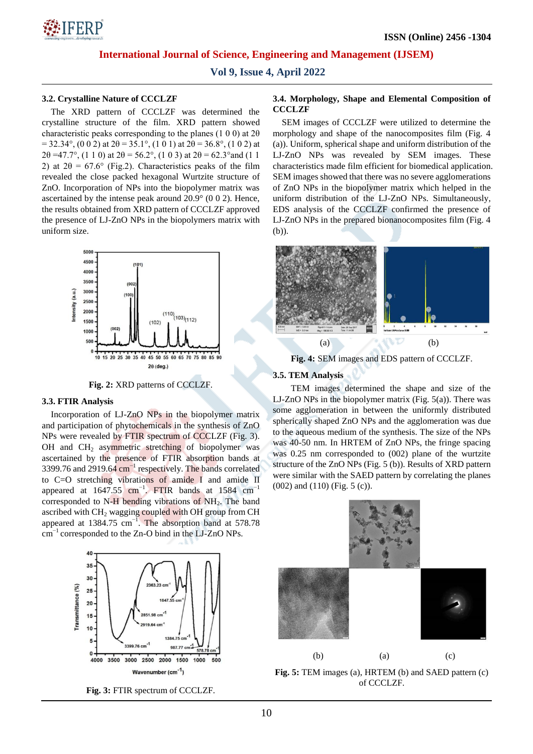### 3.2. Crystalline Nature of CCCLZF

The XRD pattern of CCCLZF was determined the crystalline structure of the film. XRD pattern showed characteristic peaks corresponding to the planes (1 0 0) at 2θ = 32.34°, (0 0 2) at 2θ = 35.1°, (1 0 1) at 2θ = 36.8°, (1 0 2) at 2θ =47.7°, (1 1 0) at 2θ = 56.2°, (1 0 3) at 2θ = 62.3°and (1 1 2) at 2θ = 67.6° (Fig.2). Characteristics peaks of the film revealed the close packed hexagonal Wurtzite structure of ZnO. Incorporation of NPs into the biopolymer matrix was ascertained by the intense peak around 20.9° (0 0 2). Hence, the results obtained from XRD pattern of CCCLZF approved the presence of LJ-ZnO NPs in the biopolymers matrix with uniform size.

**Fig. 2:** XRD patterns of CCCLZF.

### 3.3. FTIR Analysis

Incorporation of LJ-ZnO NPs in the biopolymer matrix and participation of phytochemicals in the synthesis of ZnO NPs were revealed by FTIR spectrum of CCCLZF (Fig. 3). OH and $CH_2$ asymmetric stretching of biopolymer was ascertained by the presence of FTIR absorption bands at 3399.76 and 2919.64 $cm^{-1}$ respectively. The bands correlated to C=O stretching vibrations of amide I and amide II appeared at 1647.55 $cm^{-1}$. FTIR bands at 1584 $cm^{-1}$ corresponded to N-H bending vibrations of $NH_2$. The band ascribed with $CH_2$ wagging coupled with OH group from CH appeared at 1384.75 $cm^{-1}$. The absorption band at 578.78 $cm^{-1}$ corresponded to the Zn-O bind in the LJ-ZnO NPs.

**Fig. 3:** FTIR spectrum of CCCLZF.

### 3.4. Morphology, Shape and Elemental Composition of CCCLZF

SEM images of CCCLZF were utilized to determine the morphology and shape of the nanocomposites film (Fig. 4 (a)). Uniform, spherical shape and uniform distribution of the LJ-ZnO NPs was revealed by SEM images. These characteristics made film efficient for biomedical application. SEM images showed that there was no severe agglomerations of ZnO NPs in the biopolymer matrix which helped in the uniform distribution of the LJ-ZnO NPs. Simultaneously, EDS analysis of the CCCLZF confirmed the presence of LJ-ZnO NPs in the prepared bionanocomposites film (Fig. 4 (b)).

**Fig. 4:** SEM images and EDS pattern of CCCLZF.

### 3.5. TEM Analysis

TEM images determined the shape and size of the LJ-ZnO NPs in the biopolymer matrix (Fig. 5(a)). There was some agglomeration in between the uniformly distributed spherically shaped ZnO NPs and the agglomeration was due to the aqueous medium of the synthesis. The size of the NPs was 40-50 nm. In HRTEM of ZnO NPs, the fringe spacing was 0.25 nm corresponded to (002) plane of the wurtzite structure of the ZnO NPs (Fig. 5 (b)). Results of XRD pattern were similar with the SAED pattern by correlating the planes (002) and (110) (Fig. 5 (c)).

**Fig. 5:** TEM images (a), HRTEM (b) and SAED pattern (c) of CCCLZF.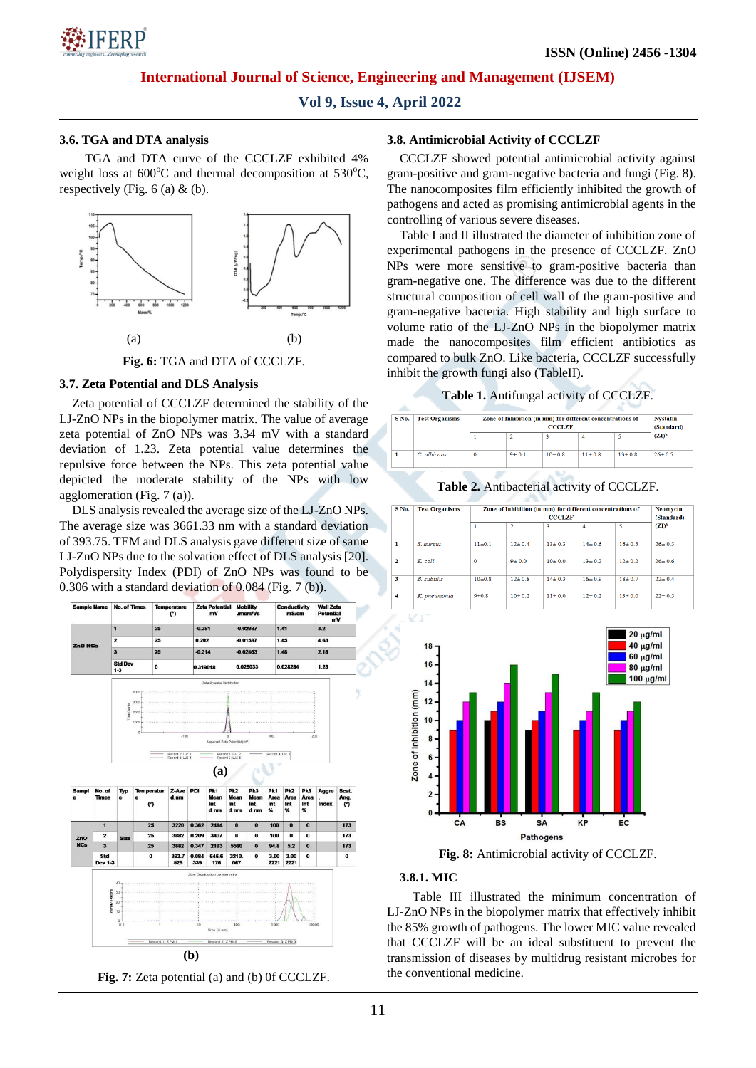### 3.6. TGA and DTA analysis

TGA and DTA curve of the CCCLZF exhibited 4% weight loss at 600°C and thermal decomposition at 530°C, respectively (Fig. 6 (a) & (b).

(a) (b)

**Fig. 6:** TGA and DTA of CCCLZF.

### 3.7. Zeta Potential and DLS Analysis

Zeta potential of CCCLZF determined the stability of the LJ-ZnO NPs in the biopolymer matrix. The value of average zeta potential of ZnO NPs was 3.34 mV with a standard deviation of 1.23. Zeta potential value determines the repulsive force between the NPs. This zeta potential value depicted the moderate stability of the NPs with low agglomeration (Fig. 7 (a)).

DLS analysis revealed the average size of the LJ-ZnO NPs. The average size was 3661.33 nm with a standard deviation of 393.75. TEM and DLS analysis gave different size of same LJ-ZnO NPs due to the solvation effect of DLS analysis [20]. Polydispersity Index (PDI) of ZnO NPs was found to be 0.306 with a standard deviation of 0.084 (Fig. 7 (b)).

| Sample Name | No. of Times | Temperature (°) | Zeta Potential mV | Mobility μmcm/Vs | Conductivity mS/cm | Wall Zeta Potential mV |
|---|---|---|---|---|---|---|
| ZnO NCs | 1 | 25 | -0.381 | -0.02987 | 1.41 | 3.2 |
| | 2 | 25 | 0.202 | -0.01387 | 1.43 | 4.63 |
| | 3 | 25 | -0.314 | -0.02463 | 1.48 | 2.18 |
| | Std Dev 1-3 | 0 | 0.319018 | 0.025033 | 0.028284 | 1.23 |

(a)

| Sample | No. of Times | Type | Temperature (°) | Z-Ave d.nm | PDI | Pk1 Mean Int d.nm | Pk2 Mean Int d.nm | Pk3 Mean Int d.nm | Pk1 Area Int % | Pk2 Area Int % | Pk3 Area Int % | Aggre Index | Scat. Ang. (°) |
|---|---|---|---|---|---|---|---|---|---|---|---|---|---|
| ZnO NCs | 1 | Size | 25 | 3220 | 0.362 | 2414 | 0 | 0 | 100 | 0 | 0 | | 173 |
| | 2 | | 25 | 3882 | 0.209 | 3407 | 0 | 0 | 100 | 0 | 0 | | 173 |
| | 3 | | 25 | 3882 | 0.347 | 2193 | 5560 | 0 | 94.8 | 5.2 | 0 | | 173 |
| | Std Dev 1-3 | | 0 | 393.7 529 | 0.084 339 | 646.6 176 | 3210. 067 | 0 | 3.00 2221 | 3.00 2221 | 0 | | 0 |

(b)

**Fig. 7:** Zeta potential (a) and (b) 0f CCCLZF.

### 3.8. Antimicrobial Activity of CCCLZF

CCCLZF showed potential antimicrobial activity against gram-positive and gram-negative bacteria and fungi (Fig. 8). The nanocomposites film efficiently inhibited the growth of pathogens and acted as promising antimicrobial agents in the controlling of various severe diseases.

Table I and II illustrated the diameter of inhibition zone of experimental pathogens in the presence of CCCLZF. ZnO NPs were more sensitive to gram-positive bacteria than gram-negative one. The difference was due to the different structural composition of cell wall of the gram-positive and gram-negative bacteria. High stability and high surface to volume ratio of the LJ-ZnO NPs in the biopolymer matrix made the nanocomposites film efficient antibiotics as compared to bulk ZnO. Like bacteria, CCCLZF successfully inhibit the growth fungi also (TableII).

**Table 1.** Antifungal activity of CCCLZF.

| S No. | Test Organisms | Zone of Inhibition (in mm) for different concentrations of CCCLZF | | | | | Nystatin (Standard) (ZI)[a] |
|---|---|---|---|---|---|---|---|
| | | 1 | 2 | 3 | 4 | 5 | |
| 1 | *C. albicans* | 0 | 9± 0.1 | 10± 0.8 | 11± 0.8 | 13± 0.8 | 26± 0.5 |

**Table 2.** Antibacterial activity of CCCLZF.

| S No. | Test Organisms | Zone of Inhibition (in mm) for different concentrations of CCCLZF | | | | | Neomycin (Standard) (ZI)[a] |
|---|---|---|---|---|---|---|---|
| | | 1 | 2 | 3 | 4 | 5 | |
| 1 | *S. aureus* | 11±0.1 | 12± 0.4 | 13± 0.3 | 14± 0.6 | 16± 0.5 | 26± 0.5 |
| 2 | *E. coli* | 0 | 9± 0.0 | 10± 0.0 | 13± 0.2 | 12± 0.2 | 26± 0.6 |
| 3 | *B. subtilis* | 10±0.8 | 12± 0.8 | 14± 0.3 | 16± 0.9 | 18± 0.7 | 22± 0.4 |
| 4 | *K. pneumonia* | 9±0.8 | 10± 0.2 | 11± 0.0 | 12± 0.2 | 13± 0.0 | 22± 0.5 |

**Fig. 8:** Antimicrobial activity of CCCLZF.

#### 3.8.1. MIC

Table III illustrated the minimum concentration of LJ-ZnO NPs in the biopolymer matrix that effectively inhibit the 85% growth of pathogens. The lower MIC value revealed that CCCLZF will be an ideal substituent to prevent the transmission of diseases by multidrug resistant microbes for the conventional medicine.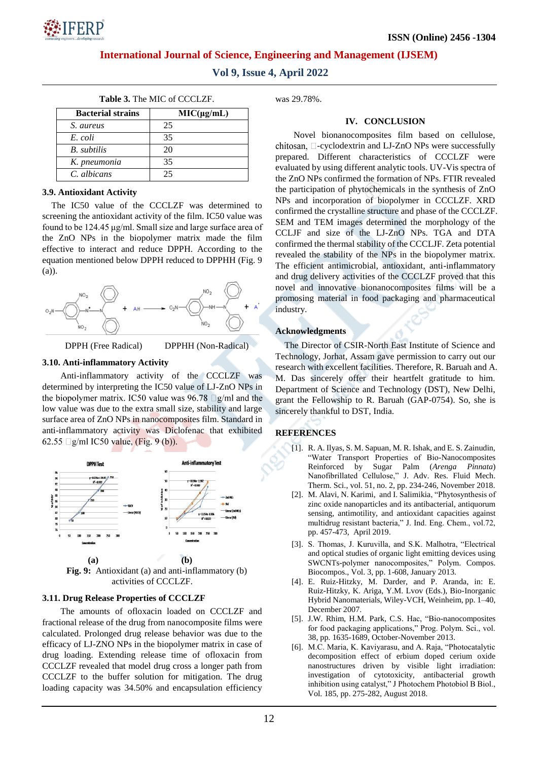**Table 3.** The MIC of CCCLZF.

| Bacterial strains | MIC(μg/mL) |
|---|---|
| *S. aureus* | 25 |
| *E. coli* | 35 |
| *B. subtilis* | 20 |
| *K. pneumonia* | 35 |
| *C. albicans* | 25 |

### 3.9. Antioxidant Activity

The IC50 value of the CCCLZF was determined to screening the antioxidant activity of the film. IC50 value was found to be 124.45 μg/ml. Small size and large surface area of the ZnO NPs in the biopolymer matrix made the film effective to interact and reduce DPPH. According to the equation mentioned below DPPH reduced to DPPHH (Fig. 9 (a)).

DPPH (Free Radical) + AH → DPPHH (Non-Radical) + A·

### 3.10. Anti-inflammatory Activity

Anti-inflammatory activity of the CCCLZF was determined by interpreting the IC50 value of LJ-ZnO NPs in the biopolymer matrix. IC50 value was 96.78 μg/ml and the low value was due to the extra small size, stability and large surface area of ZnO NPs in nanocomposites film. Standard in anti-inflammatory activity was Diclofenac that exhibited 62.55 μg/ml IC50 value, (Fig. 9 (b)).

(a) (b)

**Fig. 9:** Antioxidant (a) and anti-inflammatory (b) activities of CCCLZF.

### 3.11. Drug Release Properties of CCCLZF

The amounts of ofloxacin loaded on CCCLZF and fractional release of the drug from nanocomposite films were calculated. Prolonged drug release behavior was due to the efficacy of LJ-ZNO NPs in the biopolymer matrix in case of drug loading. Extending release time of ofloxacin from CCCLZF revealed that model drug cross a longer path from CCCLZF to the buffer solution for mitigation. The drug loading capacity was 34.50% and encapsulation efficiency was 29.78%.

## IV. CONCLUSION

Novel bionanocomposites film based on cellulose, chitosan, β-cyclodextrin and LJ-ZnO NPs were successfully prepared. Different characteristics of CCCLZF were evaluated by using different analytic tools. UV-Vis spectra of the ZnO NPs confirmed the formation of NPs. FTIR revealed the participation of phytochemicals in the synthesis of ZnO NPs and incorporation of biopolymer in CCCLZF. XRD confirmed the crystalline structure and phase of the CCCLZF. SEM and TEM images determined the morphology of the CCLJF and size of the LJ-ZnO NPs. TGA and DTA confirmed the thermal stability of the CCCLZF. Zeta potential revealed the stability of the NPs in the biopolymer matrix. The efficient antimicrobial, antioxidant, anti-inflammatory and drug delivery activities of the CCCLZF proved that this novel and innovative bionanocomposites films will be a promising material in food packaging and pharmaceutical industry.

## Acknowledgments

The Director of CSIR-North East Institute of Science and Technology, Jorhat, Assam gave permission to carry out our research with excellent facilities. Therefore, R. Baruah and A. M. Das sincerely offer their heartfelt gratitude to him. Department of Science and Technology (DST), New Delhi, grant the Fellowship to R. Baruah (GAP-0754). So, she is sincerely thankful to DST, India.

## REFERENCES

[1]. R. A. Ilyas, S. M. Sapuan, M. R. Ishak, and E. S. Zainudin, "Water Transport Properties of Bio-Nanocomposites Reinforced by Sugar Palm (*Arenga Pinnata*) Nanofibrillated Cellulose," J. Adv. Res. Fluid Mech. Therm. Sci., vol. 51, no. 2, pp. 234-246, November 2018.

[2]. M. Alavi, N. Karimi, and I. Salimikia, "Phytosynthesis of zinc oxide nanoparticles and its antibacterial, antiquorum sensing, antimotility, and antioxidant capacities against multidrug resistant bacteria," J. Ind. Eng. Chem., vol.72, pp. 457-473, April 2019.

[3]. S. Thomas, J. Kuruvilla, and S.K. Malhotra, "Electrical and optical studies of organic light emitting devices using SWCNTs-polymer nanocomposites," Polym. Compos. Biocompos., Vol. 3, pp. 1-608, January 2013.

[4]. E. Ruiz-Hitzky, M. Darder, and P. Aranda, in: E. Ruiz-Hitzky, K. Ariga, Y.M. Lvov (Eds.), Bio-Inorganic Hybrid Nanomaterials, Wiley-VCH, Weinheim, pp. 1–40, December 2007.

[5]. J.W. Rhim, H.M. Park, C.S. Hac, "Bio-nanocomposites for food packaging applications," Prog. Polym. Sci., vol. 38, pp. 1635-1689, October-November 2013.

[6]. M.C. Maria, K. Kaviyarasu, and A. Raja, "Photocatalytic decomposition effect of erbium doped cerium oxide nanostructures driven by visible light irradiation: investigation of cytotoxicity, antibacterial growth inhibition using catalyst," J Photochem Photobiol B Biol., Vol. 185, pp. 275-282, August 2018.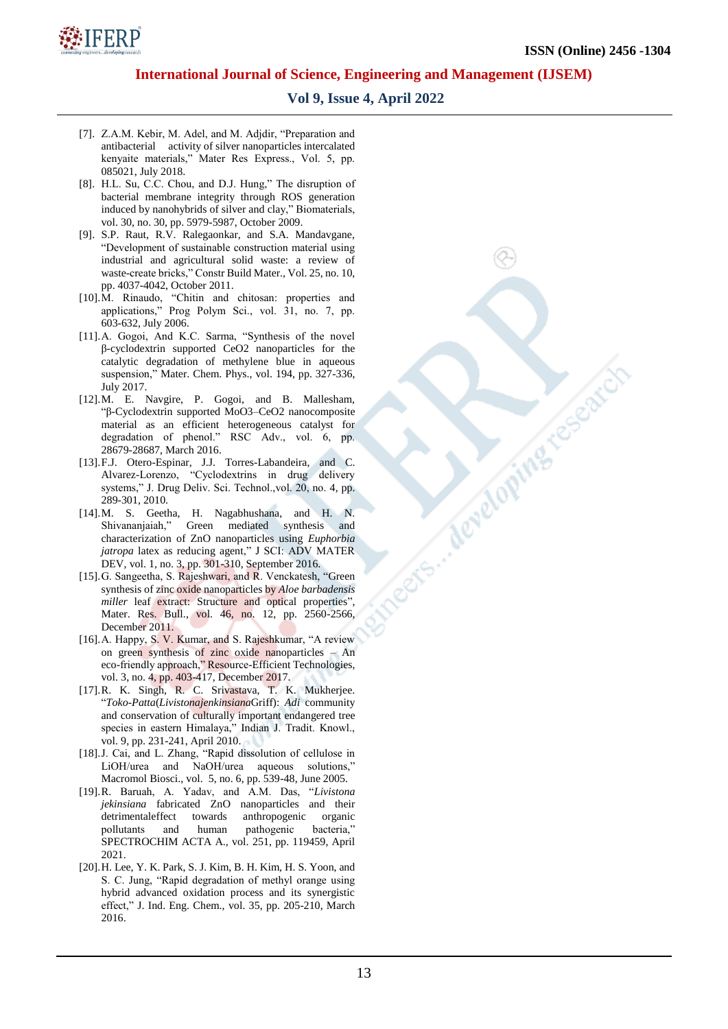[7]. Z.A.M. Kebir, M. Adel, and M. Adjdir, “Preparation and antibacterial activity of silver nanoparticles intercalated kenyaite materials,” Mater Res Express., Vol. 5, pp. 085021, July 2018.

[8]. H.L. Su, C.C. Chou, and D.J. Hung,” The disruption of bacterial membrane integrity through ROS generation induced by nanohybrids of silver and clay,” Biomaterials, vol. 30, no. 30, pp. 5979-5987, October 2009.

[9]. S.P. Raut, R.V. Ralegaonkar, and S.A. Mandavgane, “Development of sustainable construction material using industrial and agricultural solid waste: a review of waste-create bricks,” Constr Build Mater., Vol. 25, no. 10, pp. 4037-4042, October 2011.

[10]. M. Rinaudo, “Chitin and chitosan: properties and applications,” Prog Polym Sci., vol. 31, no. 7, pp. 603-632, July 2006.

[11]. A. Gogoi, And K.C. Sarma, “Synthesis of the novel β-cyclodextrin supported $CeO_2$ nanoparticles for the catalytic degradation of methylene blue in aqueous suspension,” Mater. Chem. Phys., vol. 194, pp. 327-336, July 2017.

[12]. M. E. Navgire, P. Gogoi, and B. Mallesham, “β-Cyclodextrin supported $MoO_3$–$CeO_2$ nanocomposite material as an efficient heterogeneous catalyst for degradation of phenol.” RSC Adv., vol. 6, pp. 28679-28687, March 2016.

[13]. F.J. Otero-Espinar, J.J. Torres-Labandeira, and C. Alvarez-Lorenzo, “Cyclodextrins in drug delivery systems,” J. Drug Deliv. Sci. Technol.,vol. 20, no. 4, pp. 289-301, 2010.

[14]. M. S. Geetha, H. Nagabhushana, and H. N. Shivananjaiah,” Green mediated synthesis and characterization of ZnO nanoparticles using *Euphorbia jatropa* latex as reducing agent,” J SCI: ADV MATER DEV, vol. 1, no. 3, pp. 301-310, September 2016.

[15]. G. Sangeetha, S. Rajeshwari, and R. Venckatesh, “Green synthesis of zinc oxide nanoparticles by *Aloe barbadensis miller* leaf extract: Structure and optical properties”, Mater. Res. Bull., vol. 46, no. 12, pp. 2560-2566, December 2011.

[16]. A. Happy, S. V. Kumar, and S. Rajeshkumar, “A review on green synthesis of zinc oxide nanoparticles – An eco-friendly approach,” Resource-Efficient Technologies, vol. 3, no. 4, pp. 403-417, December 2017.

[17]. R. K. Singh, R. C. Srivastava, T. K. Mukherjee. “*Toko-Patta*(*Livistonajenkinsiana*Griff): *Adi* community and conservation of culturally important endangered tree species in eastern Himalaya,” Indian J. Tradit. Knowl., vol. 9, pp. 231-241, April 2010.

[18]. J. Cai, and L. Zhang, “Rapid dissolution of cellulose in LiOH/urea and NaOH/urea aqueous solutions,” Macromol Biosci., vol. 5, no. 6, pp. 539-48, June 2005.

[19]. R. Baruah, A. Yadav, and A.M. Das, “*Livistona jekinsiana* fabricated ZnO nanoparticles and their detrimentaleffect towards anthropogenic organic pollutants and human pathogenic bacteria,” SPECTROCHIM ACTA A., vol. 251, pp. 119459, April 2021.

[20]. H. Lee, Y. K. Park, S. J. Kim, B. H. Kim, H. S. Yoon, and S. C. Jung, “Rapid degradation of methyl orange using hybrid advanced oxidation process and its synergistic effect,” J. Ind. Eng. Chem., vol. 35, pp. 205-210, March 2016.